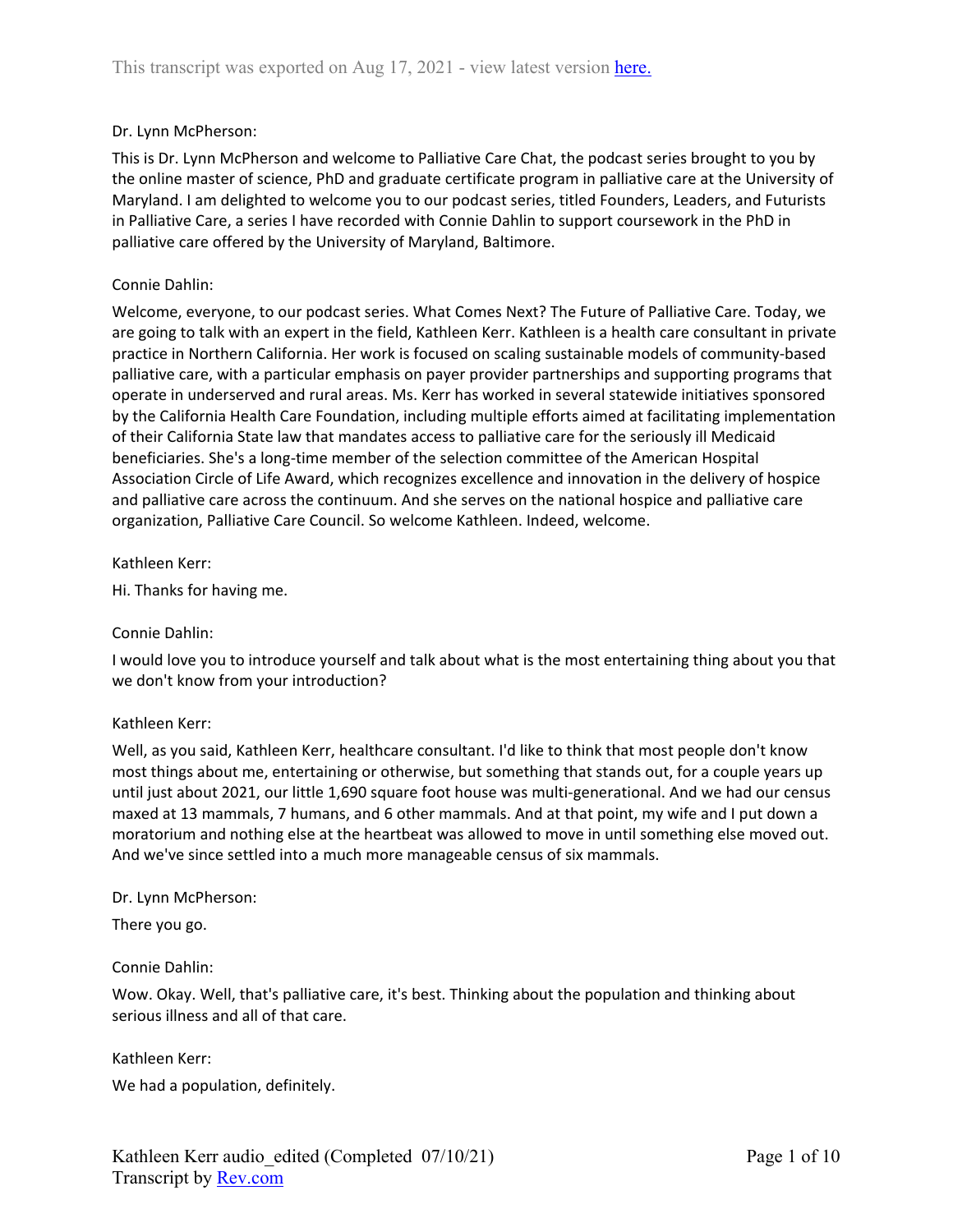Dr. Lynn McPherson:

This is Dr. Lynn McPherson and welcome to Palliative Care Chat, the podcast series brought to you by the online master of science, PhD and graduate certificate program in palliative care at the University of Maryland. I am delighted to welcome you to our podcast series, titled Founders, Leaders, and Futurists in Palliative Care, a series I have recorded with Connie Dahlin to support coursework in the PhD in palliative care offered by the University of Maryland, Baltimore.

Connie Dahlin:

Welcome, everyone, to our podcast series. What Comes Next? The Future of Palliative Care. Today, we are going to talk with an expert in the field, Kathleen Kerr. Kathleen is a health care consultant in private practice in Northern California. Her work is focused on scaling sustainable models of community-based palliative care, with a particular emphasis on payer provider partnerships and supporting programs that operate in underserved and rural areas. Ms. Kerr has worked in several statewide initiatives sponsored by the California Health Care Foundation, including multiple efforts aimed at facilitating implementation of their California State law that mandates access to palliative care for the seriously ill Medicaid beneficiaries. She's a long-time member of the selection committee of the American Hospital Association Circle of Life Award, which recognizes excellence and innovation in the delivery of hospice and palliative care across the continuum. And she serves on the national hospice and palliative care organization, Palliative Care Council. So welcome Kathleen. Indeed, welcome.

Kathleen Kerr:

Hi. Thanks for having me.

Connie Dahlin:

I would love you to introduce yourself and talk about what is the most entertaining thing about you that we don't know from your introduction?

Kathleen Kerr:

Well, as you said, Kathleen Kerr, healthcare consultant. I'd like to think that most people don't know most things about me, entertaining or otherwise, but something that stands out, for a couple years up until just about 2021, our little 1,690 square foot house was multi-generational. And we had our census maxed at 13 mammals, 7 humans, and 6 other mammals. And at that point, my wife and I put down a moratorium and nothing else at the heartbeat was allowed to move in until something else moved out. And we've since settled into a much more manageable census of six mammals.

Dr. Lynn McPherson:

There you go.

Connie Dahlin:

Wow. Okay. Well, that's palliative care, it's best. Thinking about the population and thinking about serious illness and all of that care.

Kathleen Kerr:

We had a population, definitely.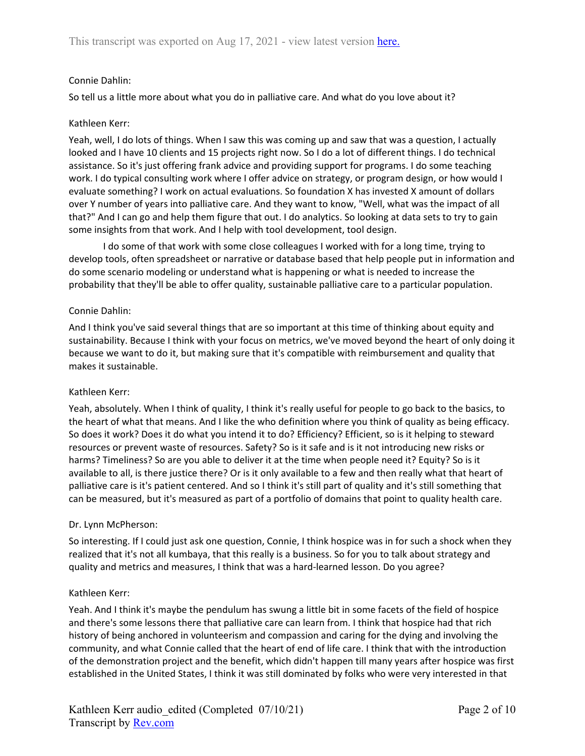Connie Dahlin:

So tell us a little more about what you do in palliative care. And what do you love about it?

Kathleen Kerr:

Yeah, well, I do lots of things. When I saw this was coming up and saw that was a question, I actually looked and I have 10 clients and 15 projects right now. So I do a lot of different things. I do technical assistance. So it's just offering frank advice and providing support for programs. I do some teaching work. I do typical consulting work where I offer advice on strategy, or program design, or how would I evaluate something? I work on actual evaluations. So foundation X has invested X amount of dollars over Y number of years into palliative care. And they want to know, "Well, what was the impact of all that?" And I can go and help them figure that out. I do analytics. So looking at data sets to try to gain some insights from that work. And I help with tool development, tool design.

I do some of that work with some close colleagues I worked with for a long time, trying to develop tools, often spreadsheet or narrative or database based that help people put in information and do some scenario modeling or understand what is happening or what is needed to increase the probability that they'll be able to offer quality, sustainable palliative care to a particular population.

Connie Dahlin:

And I think you've said several things that are so important at this time of thinking about equity and sustainability. Because I think with your focus on metrics, we've moved beyond the heart of only doing it because we want to do it, but making sure that it's compatible with reimbursement and quality that makes it sustainable.

Kathleen Kerr:

Yeah, absolutely. When I think of quality, I think it's really useful for people to go back to the basics, to the heart of what that means. And I like the who definition where you think of quality as being efficacy. So does it work? Does it do what you intend it to do? Efficiency? Efficient, so is it helping to steward resources or prevent waste of resources. Safety? So is it safe and is it not introducing new risks or harms? Timeliness? So are you able to deliver it at the time when people need it? Equity? So is it available to all, is there justice there? Or is it only available to a few and then really what that heart of palliative care is it's patient centered. And so I think it's still part of quality and it's still something that can be measured, but it's measured as part of a portfolio of domains that point to quality health care.

Dr. Lynn McPherson:

So interesting. If I could just ask one question, Connie, I think hospice was in for such a shock when they realized that it's not all kumbaya, that this really is a business. So for you to talk about strategy and quality and metrics and measures, I think that was a hard-learned lesson. Do you agree?

Kathleen Kerr:

Yeah. And I think it's maybe the pendulum has swung a little bit in some facets of the field of hospice and there's some lessons there that palliative care can learn from. I think that hospice had that rich history of being anchored in volunteerism and compassion and caring for the dying and involving the community, and what Connie called that the heart of end of life care. I think that with the introduction of the demonstration project and the benefit, which didn't happen till many years after hospice was first established in the United States, I think it was still dominated by folks who were very interested in that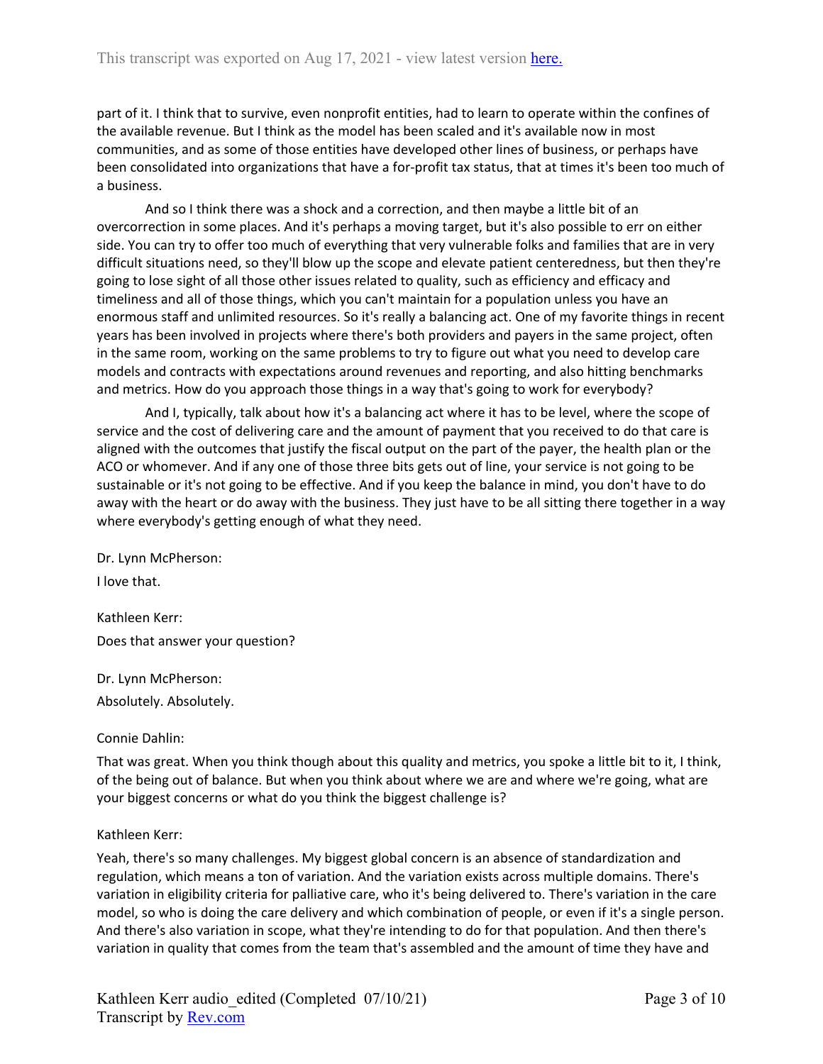part of it. I think that to survive, even nonprofit entities, had to learn to operate within the confines of the available revenue. But I think as the model has been scaled and it's available now in most communities, and as some of those entities have developed other lines of business, or perhaps have been consolidated into organizations that have a for-profit tax status, that at times it's been too much of a business.

And so I think there was a shock and a correction, and then maybe a little bit of an overcorrection in some places. And it's perhaps a moving target, but it's also possible to err on either side. You can try to offer too much of everything that very vulnerable folks and families that are in very difficult situations need, so they'll blow up the scope and elevate patient centeredness, but then they're going to lose sight of all those other issues related to quality, such as efficiency and efficacy and timeliness and all of those things, which you can't maintain for a population unless you have an enormous staff and unlimited resources. So it's really a balancing act. One of my favorite things in recent years has been involved in projects where there's both providers and payers in the same project, often in the same room, working on the same problems to try to figure out what you need to develop care models and contracts with expectations around revenues and reporting, and also hitting benchmarks and metrics. How do you approach those things in a way that's going to work for everybody?

And I, typically, talk about how it's a balancing act where it has to be level, where the scope of service and the cost of delivering care and the amount of payment that you received to do that care is aligned with the outcomes that justify the fiscal output on the part of the payer, the health plan or the ACO or whomever. And if any one of those three bits gets out of line, your service is not going to be sustainable or it's not going to be effective. And if you keep the balance in mind, you don't have to do away with the heart or do away with the business. They just have to be all sitting there together in a way where everybody's getting enough of what they need.

Dr. Lynn McPherson:

I love that.

Kathleen Kerr:

Does that answer your question?

Dr. Lynn McPherson:

Absolutely. Absolutely.

Connie Dahlin:

That was great. When you think though about this quality and metrics, you spoke a little bit to it, I think, of the being out of balance. But when you think about where we are and where we're going, what are your biggest concerns or what do you think the biggest challenge is?

Kathleen Kerr:

Yeah, there's so many challenges. My biggest global concern is an absence of standardization and regulation, which means a ton of variation. And the variation exists across multiple domains. There's variation in eligibility criteria for palliative care, who it's being delivered to. There's variation in the care model, so who is doing the care delivery and which combination of people, or even if it's a single person. And there's also variation in scope, what they're intending to do for that population. And then there's variation in quality that comes from the team that's assembled and the amount of time they have and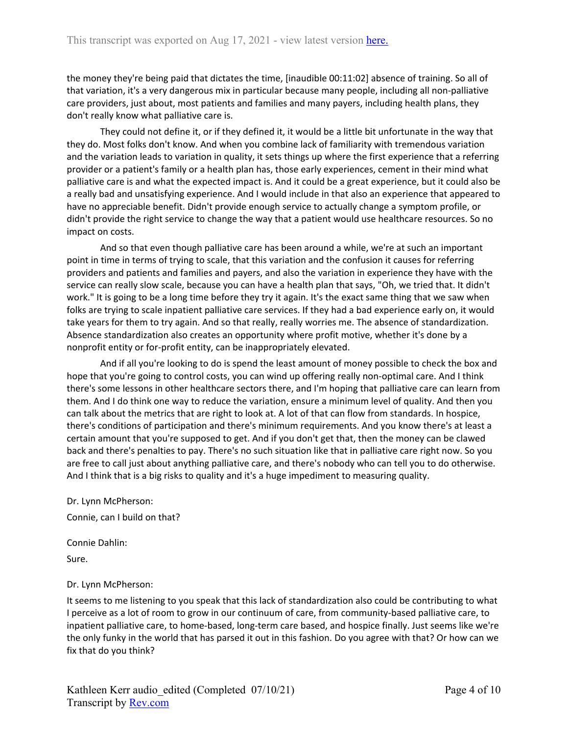the money they're being paid that dictates the time, [inaudible 00:11:02] absence of training. So all of that variation, it's a very dangerous mix in particular because many people, including all non-palliative care providers, just about, most patients and families and many payers, including health plans, they don't really know what palliative care is.

They could not define it, or if they defined it, it would be a little bit unfortunate in the way that they do. Most folks don't know. And when you combine lack of familiarity with tremendous variation and the variation leads to variation in quality, it sets things up where the first experience that a referring provider or a patient's family or a health plan has, those early experiences, cement in their mind what palliative care is and what the expected impact is. And it could be a great experience, but it could also be a really bad and unsatisfying experience. And I would include in that also an experience that appeared to have no appreciable benefit. Didn't provide enough service to actually change a symptom profile, or didn't provide the right service to change the way that a patient would use healthcare resources. So no impact on costs.

And so that even though palliative care has been around a while, we're at such an important point in time in terms of trying to scale, that this variation and the confusion it causes for referring providers and patients and families and payers, and also the variation in experience they have with the service can really slow scale, because you can have a health plan that says, "Oh, we tried that. It didn't work." It is going to be a long time before they try it again. It's the exact same thing that we saw when folks are trying to scale inpatient palliative care services. If they had a bad experience early on, it would take years for them to try again. And so that really, really worries me. The absence of standardization. Absence standardization also creates an opportunity where profit motive, whether it's done by a nonprofit entity or for-profit entity, can be inappropriately elevated.

And if all you're looking to do is spend the least amount of money possible to check the box and hope that you're going to control costs, you can wind up offering really non-optimal care. And I think there's some lessons in other healthcare sectors there, and I'm hoping that palliative care can learn from them. And I do think one way to reduce the variation, ensure a minimum level of quality. And then you can talk about the metrics that are right to look at. A lot of that can flow from standards. In hospice, there's conditions of participation and there's minimum requirements. And you know there's at least a certain amount that you're supposed to get. And if you don't get that, then the money can be clawed back and there's penalties to pay. There's no such situation like that in palliative care right now. So you are free to call just about anything palliative care, and there's nobody who can tell you to do otherwise. And I think that is a big risks to quality and it's a huge impediment to measuring quality.

Dr. Lynn McPherson:

Connie, can I build on that?

Connie Dahlin:

Sure.

Dr. Lynn McPherson:

It seems to me listening to you speak that this lack of standardization also could be contributing to what I perceive as a lot of room to grow in our continuum of care, from community-based palliative care, to inpatient palliative care, to home-based, long-term care based, and hospice finally. Just seems like we're the only funky in the world that has parsed it out in this fashion. Do you agree with that? Or how can we fix that do you think?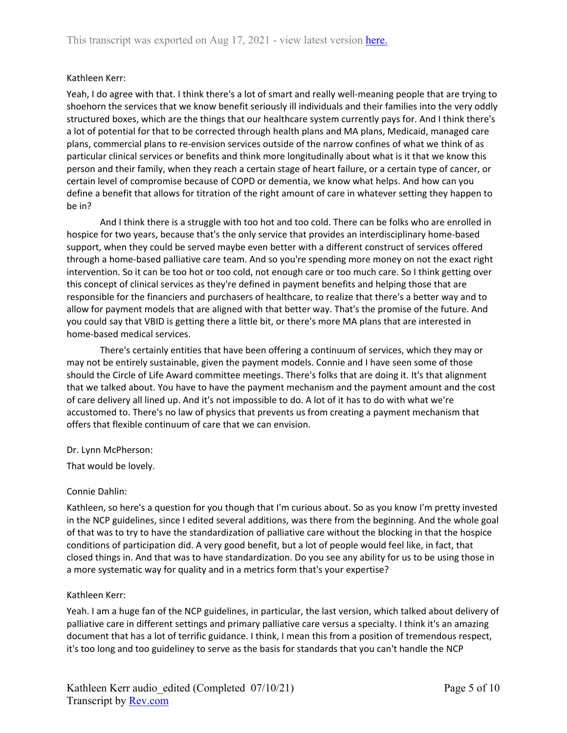Kathleen Kerr:

Yeah, I do agree with that. I think there's a lot of smart and really well-meaning people that are trying to shoehorn the services that we know benefit seriously ill individuals and their families into the very oddly structured boxes, which are the things that our healthcare system currently pays for. And I think there's a lot of potential for that to be corrected through health plans and MA plans, Medicaid, managed care plans, commercial plans to re-envision services outside of the narrow confines of what we think of as particular clinical services or benefits and think more longitudinally about what is it that we know this person and their family, when they reach a certain stage of heart failure, or a certain type of cancer, or certain level of compromise because of COPD or dementia, we know what helps. And how can you define a benefit that allows for titration of the right amount of care in whatever setting they happen to be in?

And I think there is a struggle with too hot and too cold. There can be folks who are enrolled in hospice for two years, because that's the only service that provides an interdisciplinary home-based support, when they could be served maybe even better with a different construct of services offered through a home-based palliative care team. And so you're spending more money on not the exact right intervention. So it can be too hot or too cold, not enough care or too much care. So I think getting over this concept of clinical services as they're defined in payment benefits and helping those that are responsible for the financiers and purchasers of healthcare, to realize that there's a better way and to allow for payment models that are aligned with that better way. That's the promise of the future. And you could say that VBID is getting there a little bit, or there's more MA plans that are interested in home-based medical services.

There's certainly entities that have been offering a continuum of services, which they may or may not be entirely sustainable, given the payment models. Connie and I have seen some of those should the Circle of Life Award committee meetings. There's folks that are doing it. It's that alignment that we talked about. You have to have the payment mechanism and the payment amount and the cost of care delivery all lined up. And it's not impossible to do. A lot of it has to do with what we're accustomed to. There's no law of physics that prevents us from creating a payment mechanism that offers that flexible continuum of care that we can envision.

Dr. Lynn McPherson:

That would be lovely.

Connie Dahlin:

Kathleen, so here's a question for you though that I'm curious about. So as you know I'm pretty invested in the NCP guidelines, since I edited several additions, was there from the beginning. And the whole goal of that was to try to have the standardization of palliative care without the blocking in that the hospice conditions of participation did. A very good benefit, but a lot of people would feel like, in fact, that closed things in. And that was to have standardization. Do you see any ability for us to be using those in a more systematic way for quality and in a metrics form that's your expertise?

Kathleen Kerr:

Yeah. I am a huge fan of the NCP guidelines, in particular, the last version, which talked about delivery of palliative care in different settings and primary palliative care versus a specialty. I think it's an amazing document that has a lot of terrific guidance. I think, I mean this from a position of tremendous respect, it's too long and too guideliney to serve as the basis for standards that you can't handle the NCP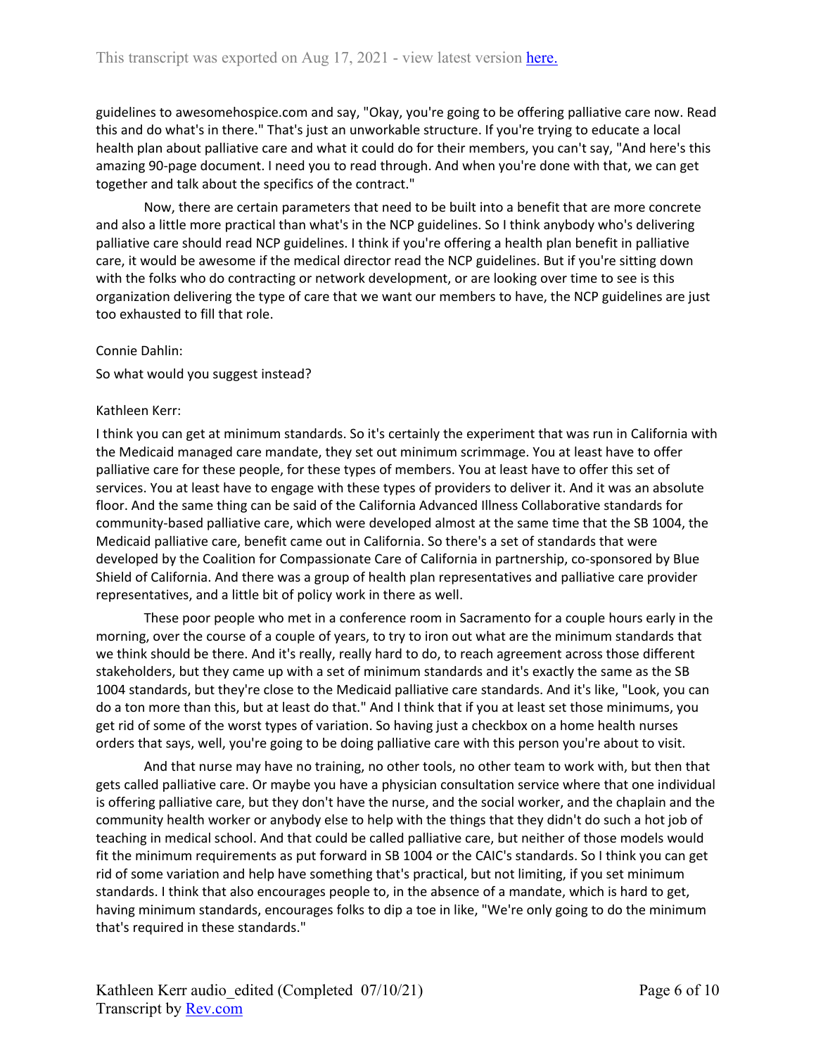guidelines to awesomehospice.com and say, "Okay, you're going to be offering palliative care now. Read this and do what's in there." That's just an unworkable structure. If you're trying to educate a local health plan about palliative care and what it could do for their members, you can't say, "And here's this amazing 90-page document. I need you to read through. And when you're done with that, we can get together and talk about the specifics of the contract."

Now, there are certain parameters that need to be built into a benefit that are more concrete and also a little more practical than what's in the NCP guidelines. So I think anybody who's delivering palliative care should read NCP guidelines. I think if you're offering a health plan benefit in palliative care, it would be awesome if the medical director read the NCP guidelines. But if you're sitting down with the folks who do contracting or network development, or are looking over time to see is this organization delivering the type of care that we want our members to have, the NCP guidelines are just too exhausted to fill that role.

Connie Dahlin:

So what would you suggest instead?

Kathleen Kerr:

I think you can get at minimum standards. So it's certainly the experiment that was run in California with the Medicaid managed care mandate, they set out minimum scrimmage. You at least have to offer palliative care for these people, for these types of members. You at least have to offer this set of services. You at least have to engage with these types of providers to deliver it. And it was an absolute floor. And the same thing can be said of the California Advanced Illness Collaborative standards for community-based palliative care, which were developed almost at the same time that the SB 1004, the Medicaid palliative care, benefit came out in California. So there's a set of standards that were developed by the Coalition for Compassionate Care of California in partnership, co-sponsored by Blue Shield of California. And there was a group of health plan representatives and palliative care provider representatives, and a little bit of policy work in there as well.

These poor people who met in a conference room in Sacramento for a couple hours early in the morning, over the course of a couple of years, to try to iron out what are the minimum standards that we think should be there. And it's really, really hard to do, to reach agreement across those different stakeholders, but they came up with a set of minimum standards and it's exactly the same as the SB 1004 standards, but they're close to the Medicaid palliative care standards. And it's like, "Look, you can do a ton more than this, but at least do that." And I think that if you at least set those minimums, you get rid of some of the worst types of variation. So having just a checkbox on a home health nurses orders that says, well, you're going to be doing palliative care with this person you're about to visit.

And that nurse may have no training, no other tools, no other team to work with, but then that gets called palliative care. Or maybe you have a physician consultation service where that one individual is offering palliative care, but they don't have the nurse, and the social worker, and the chaplain and the community health worker or anybody else to help with the things that they didn't do such a hot job of teaching in medical school. And that could be called palliative care, but neither of those models would fit the minimum requirements as put forward in SB 1004 or the CAIC's standards. So I think you can get rid of some variation and help have something that's practical, but not limiting, if you set minimum standards. I think that also encourages people to, in the absence of a mandate, which is hard to get, having minimum standards, encourages folks to dip a toe in like, "We're only going to do the minimum that's required in these standards."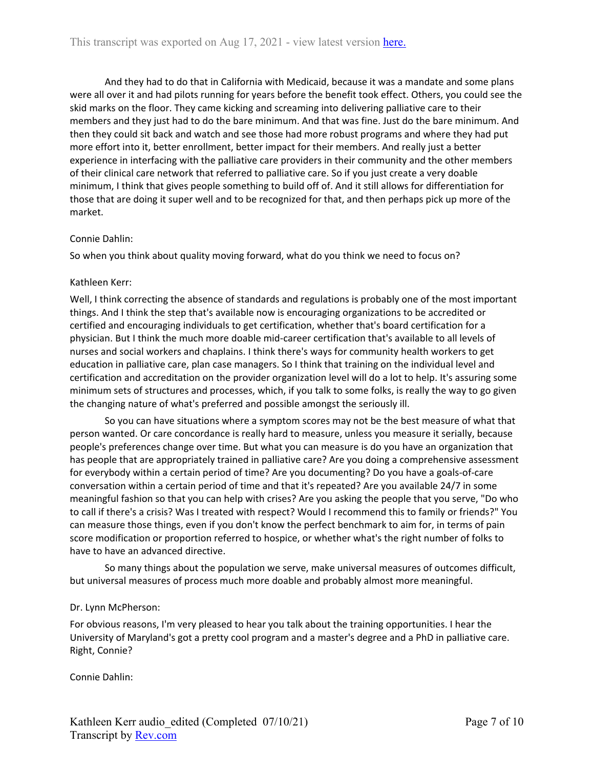And they had to do that in California with Medicaid, because it was a mandate and some plans were all over it and had pilots running for years before the benefit took effect. Others, you could see the skid marks on the floor. They came kicking and screaming into delivering palliative care to their members and they just had to do the bare minimum. And that was fine. Just do the bare minimum. And then they could sit back and watch and see those had more robust programs and where they had put more effort into it, better enrollment, better impact for their members. And really just a better experience in interfacing with the palliative care providers in their community and the other members of their clinical care network that referred to palliative care. So if you just create a very doable minimum, I think that gives people something to build off of. And it still allows for differentiation for those that are doing it super well and to be recognized for that, and then perhaps pick up more of the market.

Connie Dahlin:

So when you think about quality moving forward, what do you think we need to focus on?

Kathleen Kerr:

Well, I think correcting the absence of standards and regulations is probably one of the most important things. And I think the step that's available now is encouraging organizations to be accredited or certified and encouraging individuals to get certification, whether that's board certification for a physician. But I think the much more doable mid-career certification that's available to all levels of nurses and social workers and chaplains. I think there's ways for community health workers to get education in palliative care, plan case managers. So I think that training on the individual level and certification and accreditation on the provider organization level will do a lot to help. It's assuring some minimum sets of structures and processes, which, if you talk to some folks, is really the way to go given the changing nature of what's preferred and possible amongst the seriously ill.

So you can have situations where a symptom scores may not be the best measure of what that person wanted. Or care concordance is really hard to measure, unless you measure it serially, because people's preferences change over time. But what you can measure is do you have an organization that has people that are appropriately trained in palliative care? Are you doing a comprehensive assessment for everybody within a certain period of time? Are you documenting? Do you have a goals-of-care conversation within a certain period of time and that it's repeated? Are you available 24/7 in some meaningful fashion so that you can help with crises? Are you asking the people that you serve, "Do who to call if there's a crisis? Was I treated with respect? Would I recommend this to family or friends?" You can measure those things, even if you don't know the perfect benchmark to aim for, in terms of pain score modification or proportion referred to hospice, or whether what's the right number of folks to have to have an advanced directive.

So many things about the population we serve, make universal measures of outcomes difficult, but universal measures of process much more doable and probably almost more meaningful.

Dr. Lynn McPherson:

For obvious reasons, I'm very pleased to hear you talk about the training opportunities. I hear the University of Maryland's got a pretty cool program and a master's degree and a PhD in palliative care. Right, Connie?

Connie Dahlin: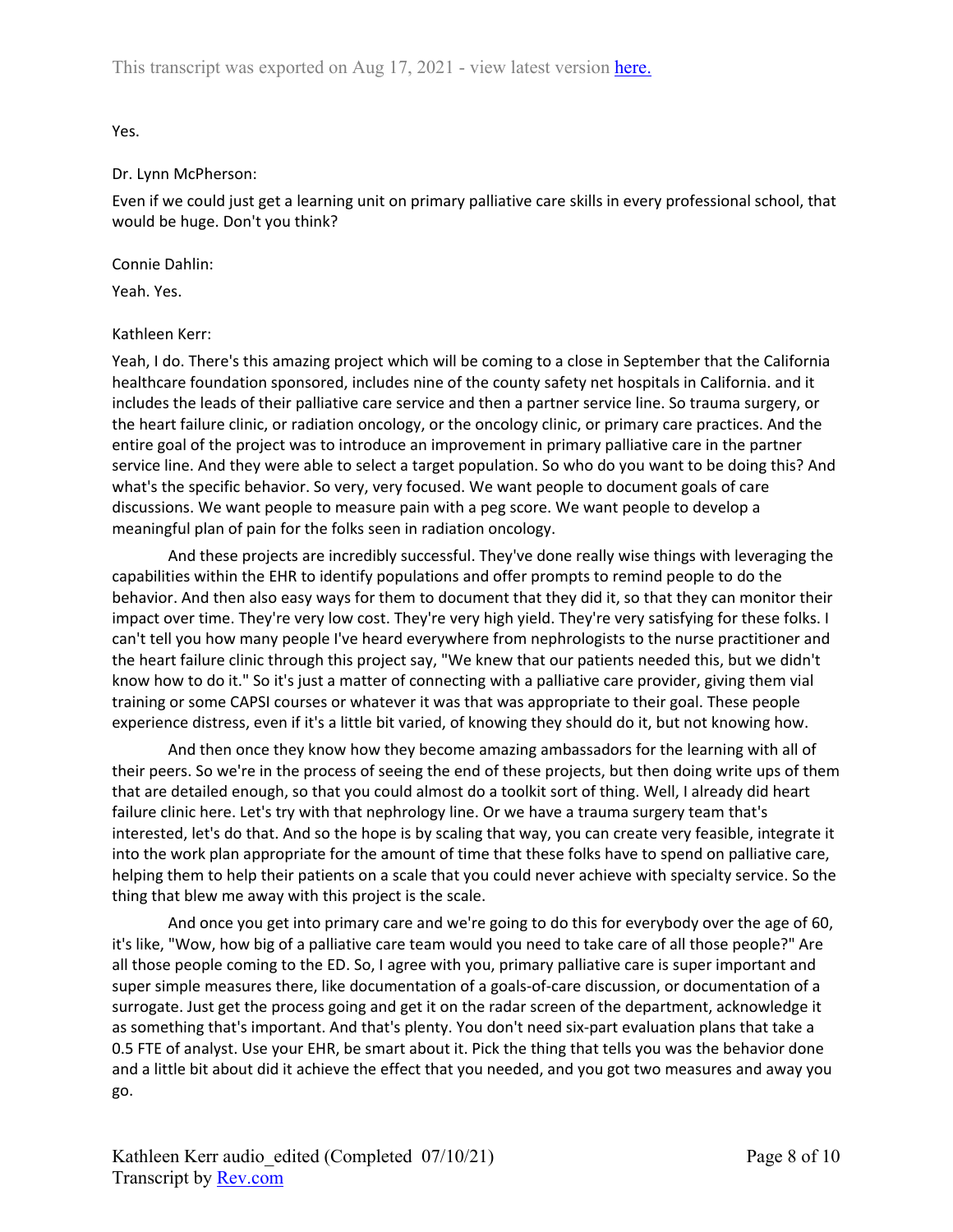Yes.

Dr. Lynn McPherson:

Even if we could just get a learning unit on primary palliative care skills in every professional school, that would be huge. Don't you think?

Connie Dahlin:

Yeah. Yes.

Kathleen Kerr:

Yeah, I do. There's this amazing project which will be coming to a close in September that the California healthcare foundation sponsored, includes nine of the county safety net hospitals in California. and it includes the leads of their palliative care service and then a partner service line. So trauma surgery, or the heart failure clinic, or radiation oncology, or the oncology clinic, or primary care practices. And the entire goal of the project was to introduce an improvement in primary palliative care in the partner service line. And they were able to select a target population. So who do you want to be doing this? And what's the specific behavior. So very, very focused. We want people to document goals of care discussions. We want people to measure pain with a peg score. We want people to develop a meaningful plan of pain for the folks seen in radiation oncology.

And these projects are incredibly successful. They've done really wise things with leveraging the capabilities within the EHR to identify populations and offer prompts to remind people to do the behavior. And then also easy ways for them to document that they did it, so that they can monitor their impact over time. They're very low cost. They're very high yield. They're very satisfying for these folks. I can't tell you how many people I've heard everywhere from nephrologists to the nurse practitioner and the heart failure clinic through this project say, "We knew that our patients needed this, but we didn't know how to do it." So it's just a matter of connecting with a palliative care provider, giving them vial training or some CAPSI courses or whatever it was that was appropriate to their goal. These people experience distress, even if it's a little bit varied, of knowing they should do it, but not knowing how.

And then once they know how they become amazing ambassadors for the learning with all of their peers. So we're in the process of seeing the end of these projects, but then doing write ups of them that are detailed enough, so that you could almost do a toolkit sort of thing. Well, I already did heart failure clinic here. Let's try with that nephrology line. Or we have a trauma surgery team that's interested, let's do that. And so the hope is by scaling that way, you can create very feasible, integrate it into the work plan appropriate for the amount of time that these folks have to spend on palliative care, helping them to help their patients on a scale that you could never achieve with specialty service. So the thing that blew me away with this project is the scale.

And once you get into primary care and we're going to do this for everybody over the age of 60, it's like, "Wow, how big of a palliative care team would you need to take care of all those people?" Are all those people coming to the ED. So, I agree with you, primary palliative care is super important and super simple measures there, like documentation of a goals-of-care discussion, or documentation of a surrogate. Just get the process going and get it on the radar screen of the department, acknowledge it as something that's important. And that's plenty. You don't need six-part evaluation plans that take a 0.5 FTE of analyst. Use your EHR, be smart about it. Pick the thing that tells you was the behavior done and a little bit about did it achieve the effect that you needed, and you got two measures and away you go.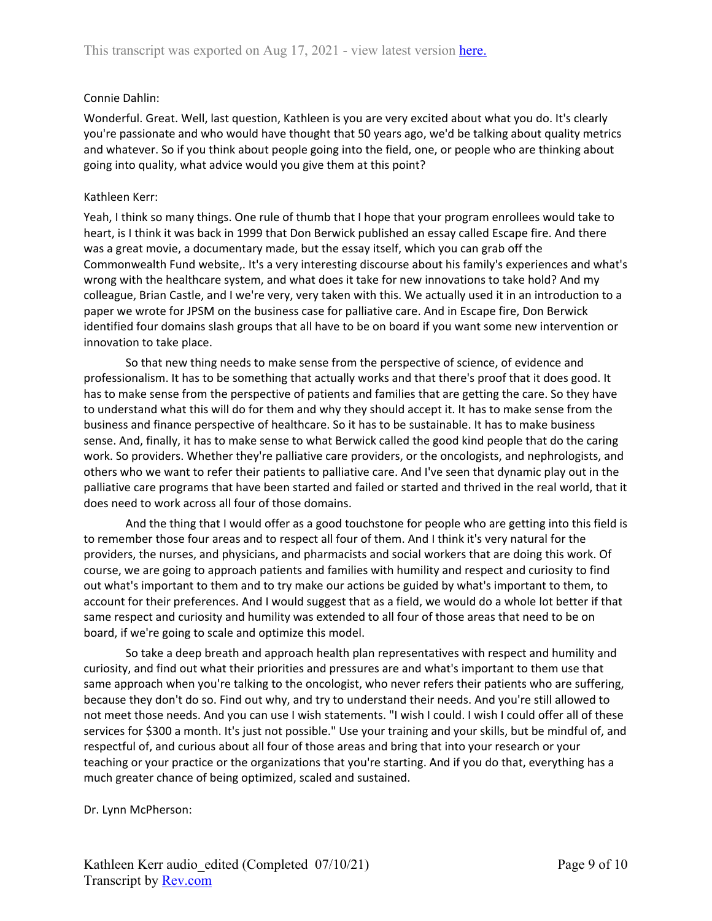Connie Dahlin:

Wonderful. Great. Well, last question, Kathleen is you are very excited about what you do. It's clearly you're passionate and who would have thought that 50 years ago, we'd be talking about quality metrics and whatever. So if you think about people going into the field, one, or people who are thinking about going into quality, what advice would you give them at this point?

Kathleen Kerr:

Yeah, I think so many things. One rule of thumb that I hope that your program enrollees would take to heart, is I think it was back in 1999 that Don Berwick published an essay called Escape fire. And there was a great movie, a documentary made, but the essay itself, which you can grab off the Commonwealth Fund website,. It's a very interesting discourse about his family's experiences and what's wrong with the healthcare system, and what does it take for new innovations to take hold? And my colleague, Brian Castle, and I we're very, very taken with this. We actually used it in an introduction to a paper we wrote for JPSM on the business case for palliative care. And in Escape fire, Don Berwick identified four domains slash groups that all have to be on board if you want some new intervention or innovation to take place.

So that new thing needs to make sense from the perspective of science, of evidence and professionalism. It has to be something that actually works and that there's proof that it does good. It has to make sense from the perspective of patients and families that are getting the care. So they have to understand what this will do for them and why they should accept it. It has to make sense from the business and finance perspective of healthcare. So it has to be sustainable. It has to make business sense. And, finally, it has to make sense to what Berwick called the good kind people that do the caring work. So providers. Whether they're palliative care providers, or the oncologists, and nephrologists, and others who we want to refer their patients to palliative care. And I've seen that dynamic play out in the palliative care programs that have been started and failed or started and thrived in the real world, that it does need to work across all four of those domains.

And the thing that I would offer as a good touchstone for people who are getting into this field is to remember those four areas and to respect all four of them. And I think it's very natural for the providers, the nurses, and physicians, and pharmacists and social workers that are doing this work. Of course, we are going to approach patients and families with humility and respect and curiosity to find out what's important to them and to try make our actions be guided by what's important to them, to account for their preferences. And I would suggest that as a field, we would do a whole lot better if that same respect and curiosity and humility was extended to all four of those areas that need to be on board, if we're going to scale and optimize this model.

So take a deep breath and approach health plan representatives with respect and humility and curiosity, and find out what their priorities and pressures are and what's important to them use that same approach when you're talking to the oncologist, who never refers their patients who are suffering, because they don't do so. Find out why, and try to understand their needs. And you're still allowed to not meet those needs. And you can use I wish statements. "I wish I could. I wish I could offer all of these services for $300 a month. It's just not possible." Use your training and your skills, but be mindful of, and respectful of, and curious about all four of those areas and bring that into your research or your teaching or your practice or the organizations that you're starting. And if you do that, everything has a much greater chance of being optimized, scaled and sustained.

Dr. Lynn McPherson: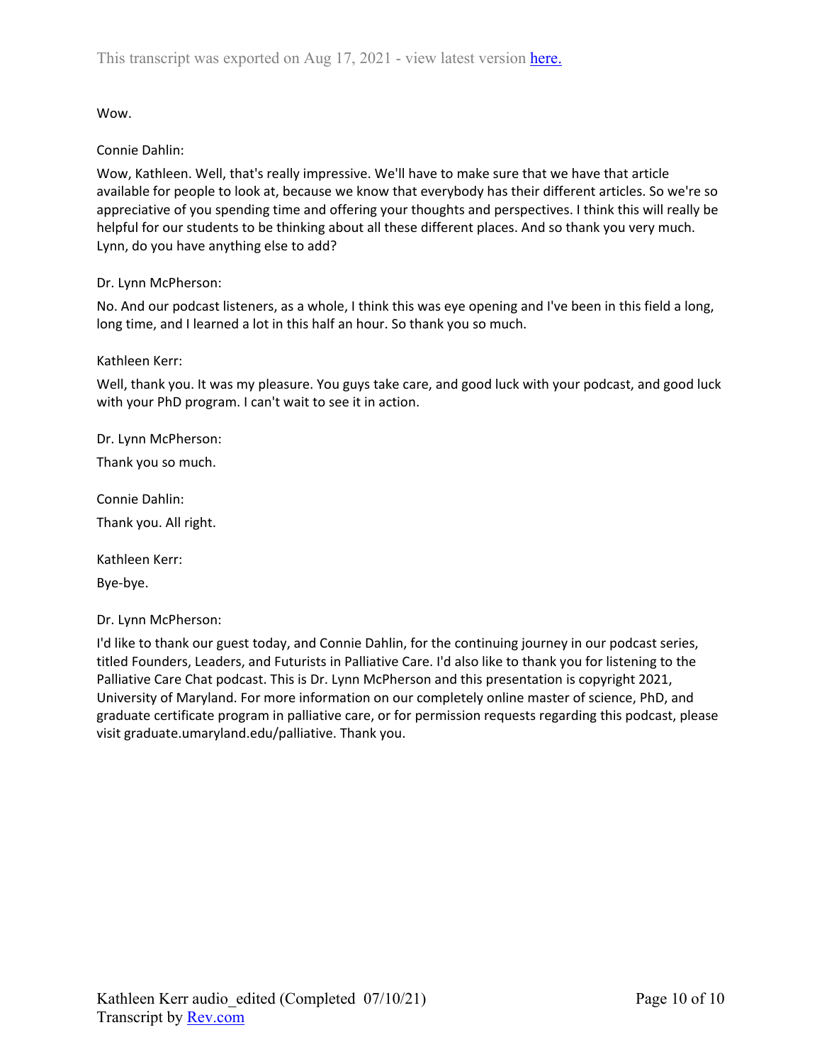Wow.

Connie Dahlin:

Wow, Kathleen. Well, that's really impressive. We'll have to make sure that we have that article available for people to look at, because we know that everybody has their different articles. So we're so appreciative of you spending time and offering your thoughts and perspectives. I think this will really be helpful for our students to be thinking about all these different places. And so thank you very much. Lynn, do you have anything else to add?

Dr. Lynn McPherson:

No. And our podcast listeners, as a whole, I think this was eye opening and I've been in this field a long, long time, and I learned a lot in this half an hour. So thank you so much.

Kathleen Kerr:

Well, thank you. It was my pleasure. You guys take care, and good luck with your podcast, and good luck with your PhD program. I can't wait to see it in action.

Dr. Lynn McPherson:

Thank you so much.

Connie Dahlin:

Thank you. All right.

Kathleen Kerr:

Bye-bye.

Dr. Lynn McPherson:

I'd like to thank our guest today, and Connie Dahlin, for the continuing journey in our podcast series, titled Founders, Leaders, and Futurists in Palliative Care. I'd also like to thank you for listening to the Palliative Care Chat podcast. This is Dr. Lynn McPherson and this presentation is copyright 2021, University of Maryland. For more information on our completely online master of science, PhD, and graduate certificate program in palliative care, or for permission requests regarding this podcast, please visit graduate.umaryland.edu/palliative. Thank you.